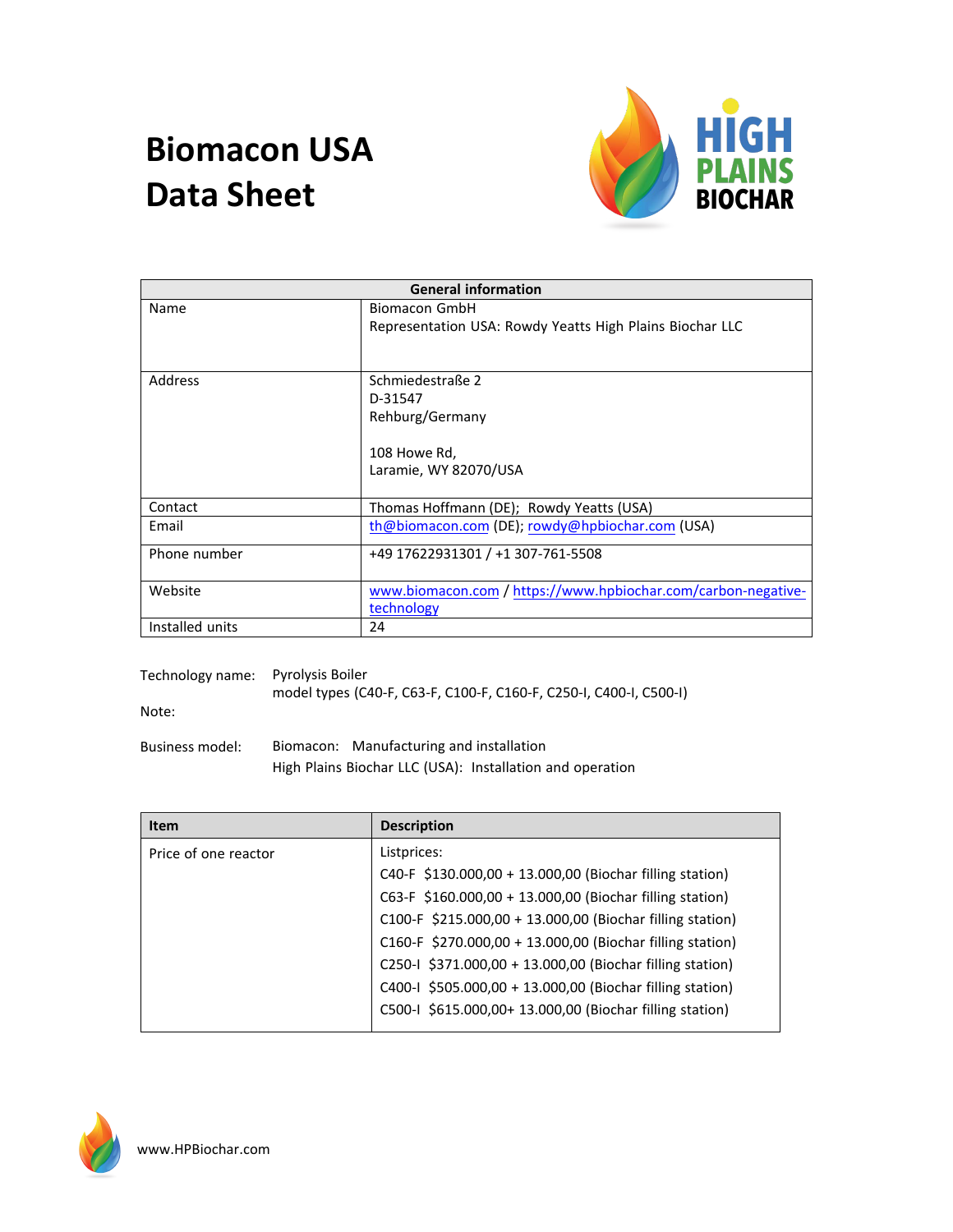# Biomacon USA Data Sheet

| General information | |
|---|---|
| Name | Biomacon GmbH<br>Representation USA: Rowdy Yeatts High Plains Biochar LLC |
| Address | Schmiedestraße 2<br>D-31547<br>Rehburg/Germany<br><br>108 Howe Rd,<br>Laramie, WY 82070/USA |
| Contact | Thomas Hoffmann (DE); Rowdy Yeatts (USA) |
| Email | th@biomacon.com (DE); rowdy@hpbiochar.com (USA) |
| Phone number | +49 17622931301 / +1 307-761-5508 |
| Website | www.biomacon.com / https://www.hpbiochar.com/carbon-negative-technology |
| Installed units | 24 |

Technology name: Pyrolysis Boiler
model types (C40-F, C63-F, C100-F, C160-F, C250-I, C400-I, C500-I)

Note:

Business model: Biomacon: Manufacturing and installation
High Plains Biochar LLC (USA): Installation and operation

| Item | Description |
|---|---|
| Price of one reactor | Listprices:<br>C40-F $130.000,00 + 13.000,00 (Biochar filling station)<br>C63-F $160.000,00 + 13.000,00 (Biochar filling station)<br>C100-F $215.000,00 + 13.000,00 (Biochar filling station)<br>C160-F $270.000,00 + 13.000,00 (Biochar filling station)<br>C250-I $371.000,00 + 13.000,00 (Biochar filling station)<br>C400-I $505.000,00 + 13.000,00 (Biochar filling station)<br>C500-I $615.000,00+ 13.000,00 (Biochar filling station) |

www.HPBiochar.com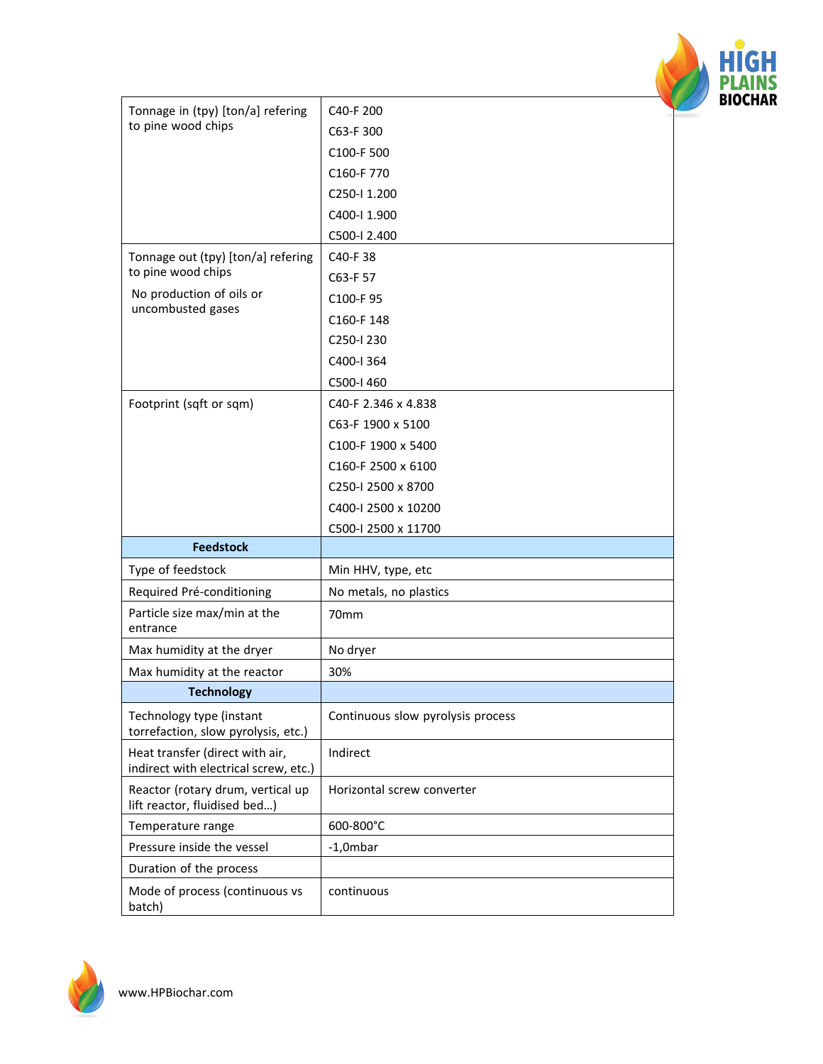| | |
|---|---|
| Tonnage in (tpy) [ton/a] refering to pine wood chips | C40-F 200<br>C63-F 300<br>C100-F 500<br>C160-F 770<br>C250-I 1.200<br>C400-I 1.900<br>C500-I 2.400 |
| Tonnage out (tpy) [ton/a] refering to pine wood chips<br>No production of oils or uncombusted gases | C40-F 38<br>C63-F 57<br>C100-F 95<br>C160-F 148<br>C250-I 230<br>C400-I 364<br>C500-I 460 |
| Footprint (sqft or sqm) | C40-F 2.346 x 4.838<br>C63-F 1900 x 5100<br>C100-F 1900 x 5400<br>C160-F 2500 x 6100<br>C250-I 2500 x 8700<br>C400-I 2500 x 10200<br>C500-I 2500 x 11700 |
| **Feedstock** | |
| Type of feedstock | Min HHV, type, etc |
| Required Pré-conditioning | No metals, no plastics |
| Particle size max/min at the entrance | 70mm |
| Max humidity at the dryer | No dryer |
| Max humidity at the reactor | 30% |
| **Technology** | |
| Technology type (instant torrefaction, slow pyrolysis, etc.) | Continuous slow pyrolysis process |
| Heat transfer (direct with air, indirect with electrical screw, etc.) | Indirect |
| Reactor (rotary drum, vertical up lift reactor, fluidised bed…) | Horizontal screw converter |
| Temperature range | 600-800°C |
| Pressure inside the vessel | -1,0mbar |
| Duration of the process | |
| Mode of process (continuous vs batch) | continuous |

www.HPBiochar.com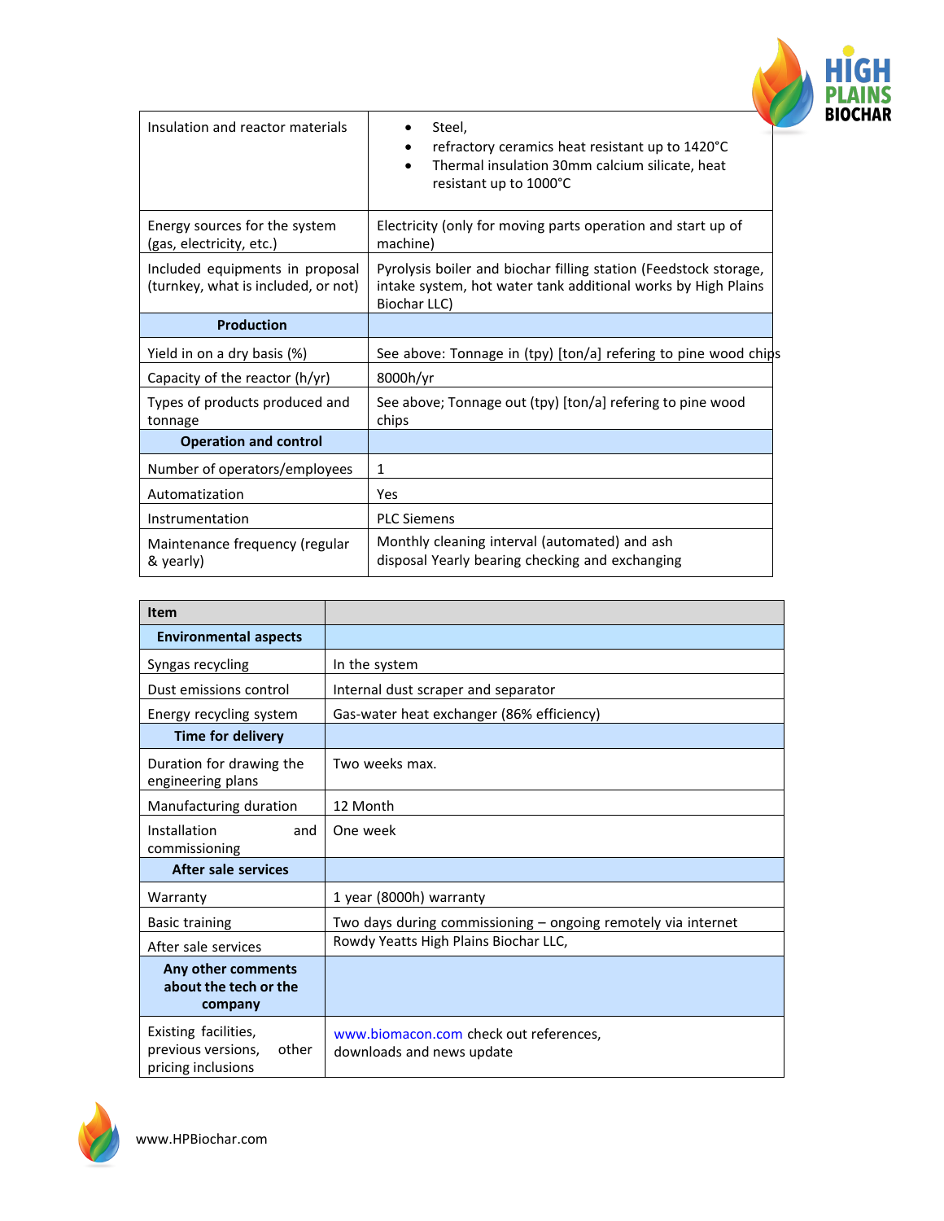| | |
|---|---|
| Insulation and reactor materials | • Steel,<br>• refractory ceramics heat resistant up to 1420°C<br>• Thermal insulation 30mm calcium silicate, heat resistant up to 1000°C |
| Energy sources for the system (gas, electricity, etc.) | Electricity (only for moving parts operation and start up of machine) |
| Included equipments in proposal (turnkey, what is included, or not) | Pyrolysis boiler and biochar filling station (Feedstock storage, intake system, hot water tank additional works by High Plains Biochar LLC) |
| **Production** | |
| Yield in on a dry basis (%) | See above: Tonnage in (tpy) [ton/a] refering to pine wood chips |
| Capacity of the reactor (h/yr) | 8000h/yr |
| Types of products produced and tonnage | See above; Tonnage out (tpy) [ton/a] refering to pine wood chips |
| **Operation and control** | |
| Number of operators/employees | 1 |
| Automatization | Yes |
| Instrumentation | PLC Siemens |
| Maintenance frequency (regular & yearly) | Monthly cleaning interval (automated) and ash disposal Yearly bearing checking and exchanging |

| **Item** | |
|---|---|
| **Environmental aspects** | |
| Syngas recycling | In the system |
| Dust emissions control | Internal dust scraper and separator |
| Energy recycling system | Gas-water heat exchanger (86% efficiency) |
| **Time for delivery** | |
| Duration for drawing the engineering plans | Two weeks max. |
| Manufacturing duration | 12 Month |
| Installation and commissioning | One week |
| **After sale services** | |
| Warranty | 1 year (8000h) warranty |
| Basic training | Two days during commissioning – ongoing remotely via internet |
| After sale services | Rowdy Yeatts High Plains Biochar LLC, |
| **Any other comments about the tech or the company** | |
| Existing facilities, previous versions, other pricing inclusions | www.biomacon.com check out references, downloads and news update |

www.HPBiochar.com